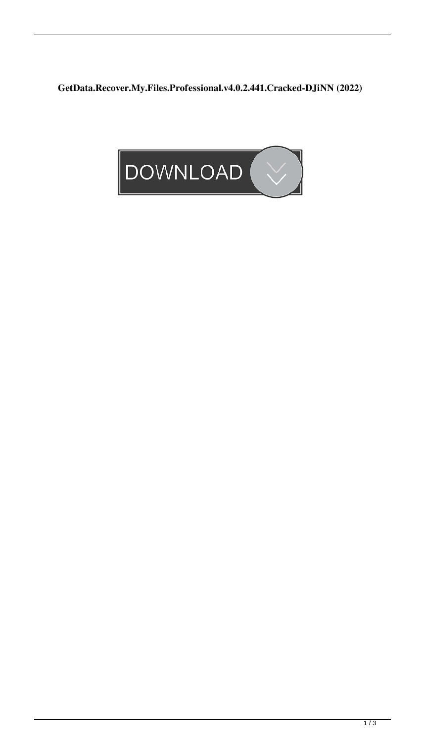**GetData.Recover.My.Files.Professional.v4.0.2.441.Cracked-DJiNN (2022)**

DOWNLOAD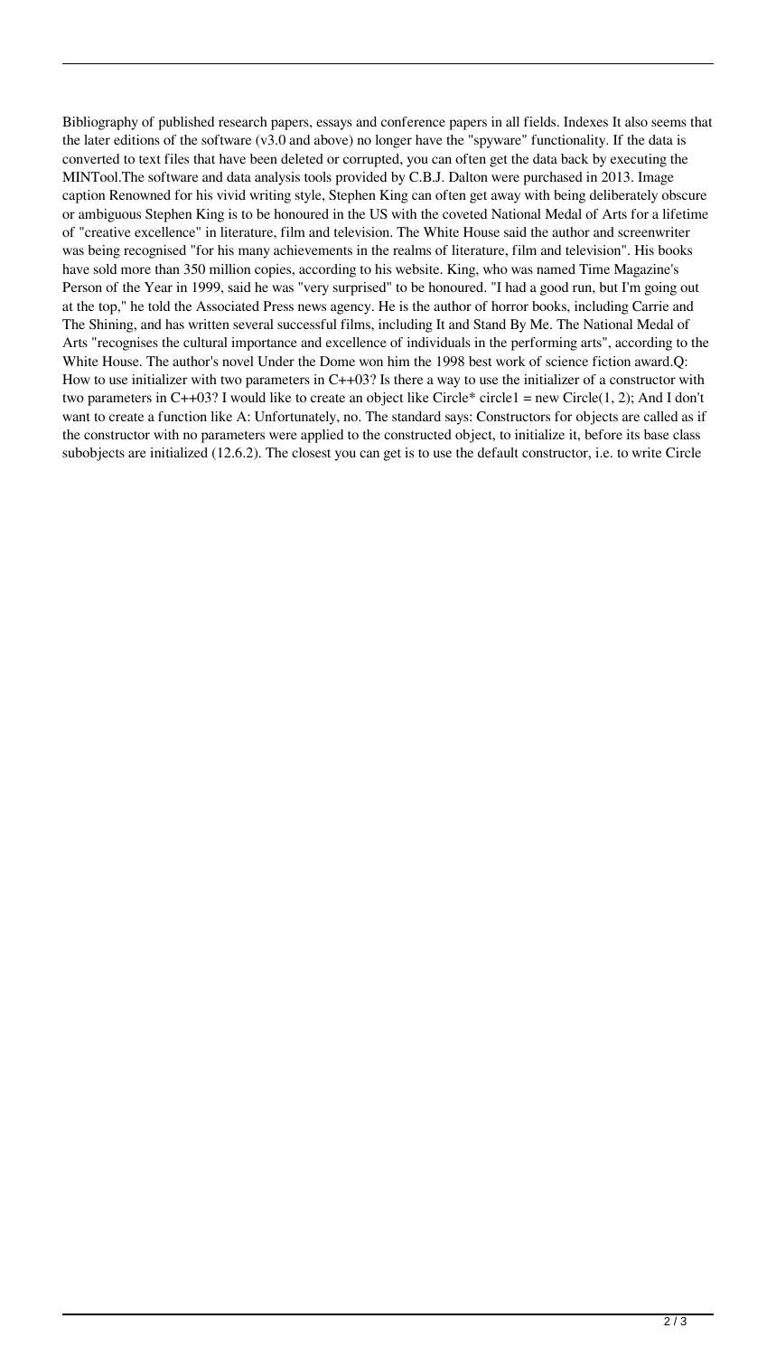Bibliography of published research papers, essays and conference papers in all fields. Indexes It also seems that the later editions of the software (v3.0 and above) no longer have the "spyware" functionality. If the data is converted to text files that have been deleted or corrupted, you can often get the data back by executing the MINTool.The software and data analysis tools provided by C.B.J. Dalton were purchased in 2013. Image caption Renowned for his vivid writing style, Stephen King can often get away with being deliberately obscure or ambiguous Stephen King is to be honoured in the US with the coveted National Medal of Arts for a lifetime of "creative excellence" in literature, film and television. The White House said the author and screenwriter was being recognised "for his many achievements in the realms of literature, film and television". His books have sold more than 350 million copies, according to his website. King, who was named Time Magazine's Person of the Year in 1999, said he was "very surprised" to be honoured. "I had a good run, but I'm going out at the top," he told the Associated Press news agency. He is the author of horror books, including Carrie and The Shining, and has written several successful films, including It and Stand By Me. The National Medal of Arts "recognises the cultural importance and excellence of individuals in the performing arts", according to the White House. The author's novel Under the Dome won him the 1998 best work of science fiction award.Q: How to use initializer with two parameters in C++03? Is there a way to use the initializer of a constructor with two parameters in C++03? I would like to create an object like Circle* circle1 = new Circle(1, 2); And I don't want to create a function like A: Unfortunately, no. The standard says: Constructors for objects are called as if the constructor with no parameters were applied to the constructed object, to initialize it, before its base class subobjects are initialized (12.6.2). The closest you can get is to use the default constructor, i.e. to write Circle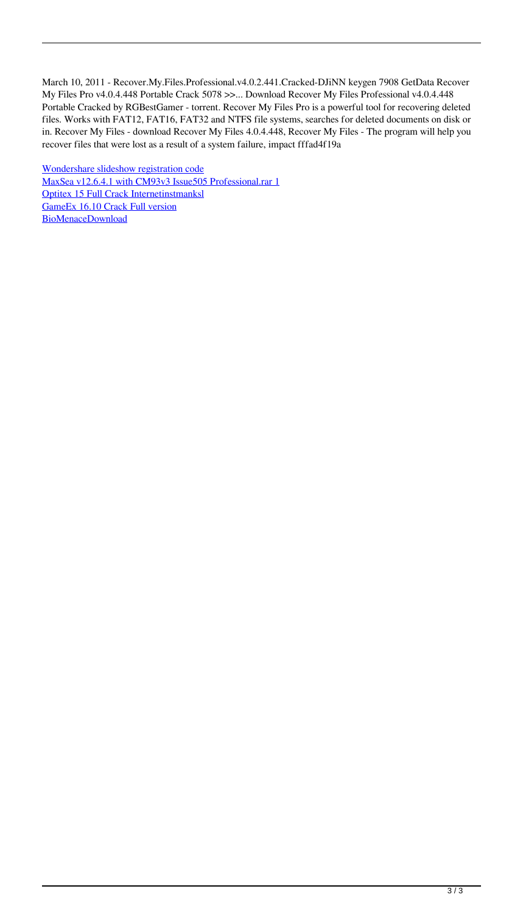March 10, 2011 - Recover.My.Files.Professional.v4.0.2.441.Cracked-DJiNN keygen 7908 GetData Recover My Files Pro v4.0.4.448 Portable Crack 5078 >>... Download Recover My Files Professional v4.0.4.448 Portable Cracked by RGBestGamer - torrent. Recover My Files Pro is a powerful tool for recovering deleted files. Works with FAT12, FAT16, FAT32 and NTFS file systems, searches for deleted documents on disk or in. Recover My Files - download Recover My Files 4.0.4.448, Recover My Files - The program will help you recover files that were lost as a result of a system failure, impact fffad4f19a

Wondershare slideshow registration code
MaxSea v12.6.4.1 with CM93v3 Issue505 Professional.rar 1
Optitex 15 Full Crack Internetinstmanksl
GameEx 16.10 Crack Full version
BioMenaceDownload